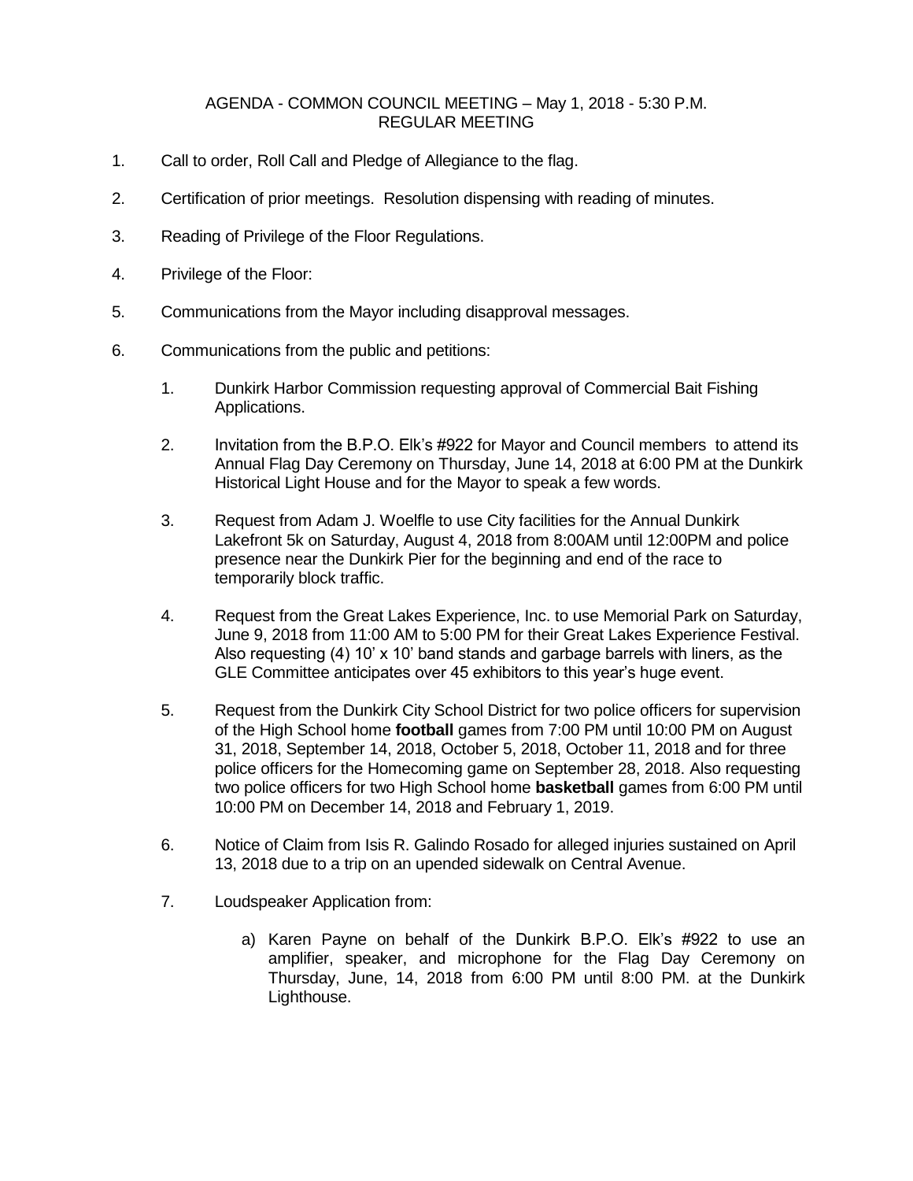AGENDA - COMMON COUNCIL MEETING – May 1, 2018 - 5:30 P.M.
REGULAR MEETING

1. Call to order, Roll Call and Pledge of Allegiance to the flag.

2. Certification of prior meetings. Resolution dispensing with reading of minutes.

3. Reading of Privilege of the Floor Regulations.

4. Privilege of the Floor:

5. Communications from the Mayor including disapproval messages.

6. Communications from the public and petitions:

    1. Dunkirk Harbor Commission requesting approval of Commercial Bait Fishing Applications.

    2. Invitation from the B.P.O. Elk's #922 for Mayor and Council members to attend its Annual Flag Day Ceremony on Thursday, June 14, 2018 at 6:00 PM at the Dunkirk Historical Light House and for the Mayor to speak a few words.

    3. Request from Adam J. Woelfle to use City facilities for the Annual Dunkirk Lakefront 5k on Saturday, August 4, 2018 from 8:00AM until 12:00PM and police presence near the Dunkirk Pier for the beginning and end of the race to temporarily block traffic.

    4. Request from the Great Lakes Experience, Inc. to use Memorial Park on Saturday, June 9, 2018 from 11:00 AM to 5:00 PM for their Great Lakes Experience Festival. Also requesting (4) 10' x 10' band stands and garbage barrels with liners, as the GLE Committee anticipates over 45 exhibitors to this year's huge event.

    5. Request from the Dunkirk City School District for two police officers for supervision of the High School home **football** games from 7:00 PM until 10:00 PM on August 31, 2018, September 14, 2018, October 5, 2018, October 11, 2018 and for three police officers for the Homecoming game on September 28, 2018. Also requesting two police officers for two High School home **basketball** games from 6:00 PM until 10:00 PM on December 14, 2018 and February 1, 2019.

    6. Notice of Claim from Isis R. Galindo Rosado for alleged injuries sustained on April 13, 2018 due to a trip on an upended sidewalk on Central Avenue.

    7. Loudspeaker Application from:

        a) Karen Payne on behalf of the Dunkirk B.P.O. Elk's #922 to use an amplifier, speaker, and microphone for the Flag Day Ceremony on Thursday, June, 14, 2018 from 6:00 PM until 8:00 PM. at the Dunkirk Lighthouse.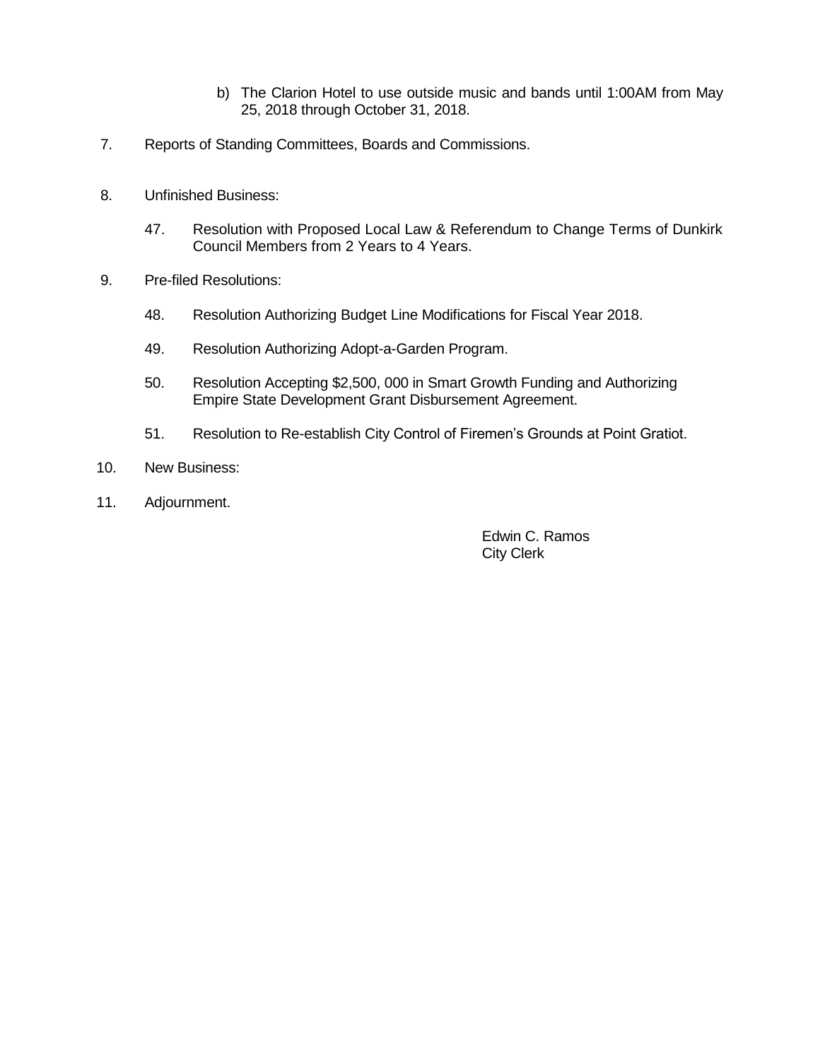b) The Clarion Hotel to use outside music and bands until 1:00AM from May 25, 2018 through October 31, 2018.

7. Reports of Standing Committees, Boards and Commissions.

8. Unfinished Business:

   47. Resolution with Proposed Local Law & Referendum to Change Terms of Dunkirk Council Members from 2 Years to 4 Years.

9. Pre-filed Resolutions:

   48. Resolution Authorizing Budget Line Modifications for Fiscal Year 2018.

   49. Resolution Authorizing Adopt-a-Garden Program.

   50. Resolution Accepting $2,500, 000 in Smart Growth Funding and Authorizing Empire State Development Grant Disbursement Agreement.

   51. Resolution to Re-establish City Control of Firemen's Grounds at Point Gratiot.

10. New Business:

11. Adjournment.

Edwin C. Ramos
City Clerk